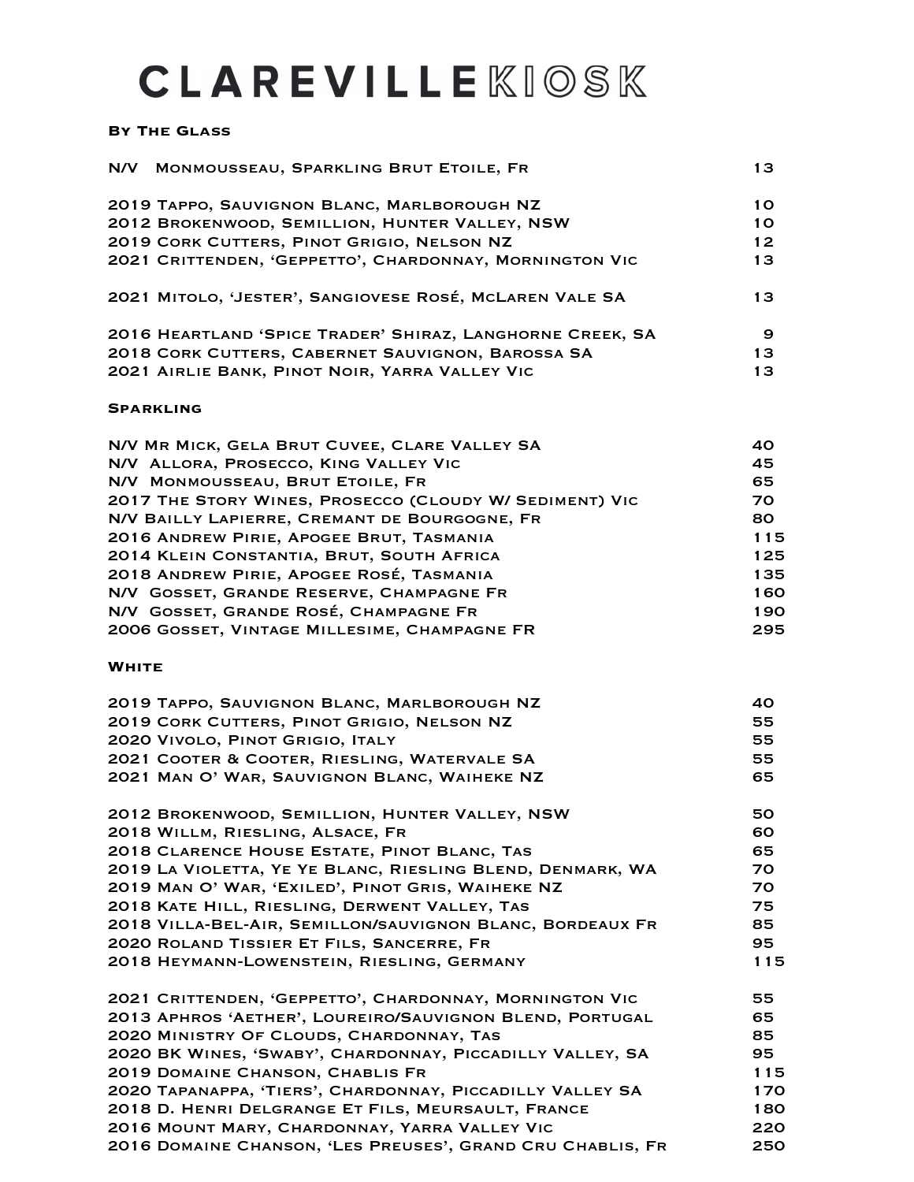# CLAREVILLE KIOSK

## By The Glass

| Wine | Price |
|---|---|
| N/V Monmousseau, Sparkling Brut Etoile, Fr | 13 |
| 2019 Tappo, Sauvignon Blanc, Marlborough NZ | 10 |
| 2012 Brokenwood, Semillion, Hunter Valley, NSW | 10 |
| 2019 Cork Cutters, Pinot Grigio, Nelson NZ | 12 |
| 2021 Crittenden, 'Geppetto', Chardonnay, Mornington Vic | 13 |
| 2021 Mitolo, 'Jester', Sangiovese Rosé, McLaren Vale SA | 13 |
| 2016 Heartland 'Spice Trader' Shiraz, Langhorne Creek, SA | 9 |
| 2018 Cork Cutters, Cabernet Sauvignon, Barossa SA | 13 |
| 2021 Airlie Bank, Pinot Noir, Yarra Valley Vic | 13 |

## Sparkling

| Wine | Price |
|---|---|
| N/V Mr Mick, Gela Brut Cuvee, Clare Valley SA | 40 |
| N/V Allora, Prosecco, King Valley Vic | 45 |
| N/V Monmousseau, Brut Etoile, Fr | 65 |
| 2017 The Story Wines, Prosecco (Cloudy w/ Sediment) Vic | 70 |
| N/V Bailly Lapierre, Cremant de Bourgogne, Fr | 80 |
| 2016 Andrew Pirie, Apogee Brut, Tasmania | 115 |
| 2014 Klein Constantia, Brut, South Africa | 125 |
| 2018 Andrew Pirie, Apogee Rosé, Tasmania | 135 |
| N/V Gosset, Grande Reserve, Champagne Fr | 160 |
| N/V Gosset, Grande Rosé, Champagne Fr | 190 |
| 2006 Gosset, Vintage Millesime, Champagne FR | 295 |

## White

| Wine | Price |
|---|---|
| 2019 Tappo, Sauvignon Blanc, Marlborough NZ | 40 |
| 2019 Cork Cutters, Pinot Grigio, Nelson NZ | 55 |
| 2020 Vivolo, Pinot Grigio, Italy | 55 |
| 2021 Cooter & Cooter, Riesling, Watervale SA | 55 |
| 2021 Man O' War, Sauvignon Blanc, Waiheke NZ | 65 |
| 2012 Brokenwood, Semillion, Hunter Valley, NSW | 50 |
| 2018 Willm, Riesling, Alsace, Fr | 60 |
| 2018 Clarence House Estate, Pinot Blanc, Tas | 65 |
| 2019 La Violetta, Ye Ye Blanc, Riesling Blend, Denmark, WA | 70 |
| 2019 Man O' War, 'Exiled', Pinot Gris, Waiheke NZ | 70 |
| 2018 Kate Hill, Riesling, Derwent Valley, Tas | 75 |
| 2018 Villa-Bel-Air, Semillon/Sauvignon Blanc, Bordeaux Fr | 85 |
| 2020 Roland Tissier Et Fils, Sancerre, Fr | 95 |
| 2018 Heymann-Lowenstein, Riesling, Germany | 115 |
| 2021 Crittenden, 'Geppetto', Chardonnay, Mornington Vic | 55 |
| 2013 Aphros 'Aether', Loureiro/Sauvignon Blend, Portugal | 65 |
| 2020 Ministry Of Clouds, Chardonnay, Tas | 85 |
| 2020 BK Wines, 'Swaby', Chardonnay, Piccadilly Valley, SA | 95 |
| 2019 Domaine Chanson, Chablis Fr | 115 |
| 2020 Tapanappa, 'Tiers', Chardonnay, Piccadilly Valley SA | 170 |
| 2018 D. Henri Delgrange Et Fils, Meursault, France | 180 |
| 2016 Mount Mary, Chardonnay, Yarra Valley Vic | 220 |
| 2016 Domaine Chanson, 'Les Preuses', Grand Cru Chablis, Fr | 250 |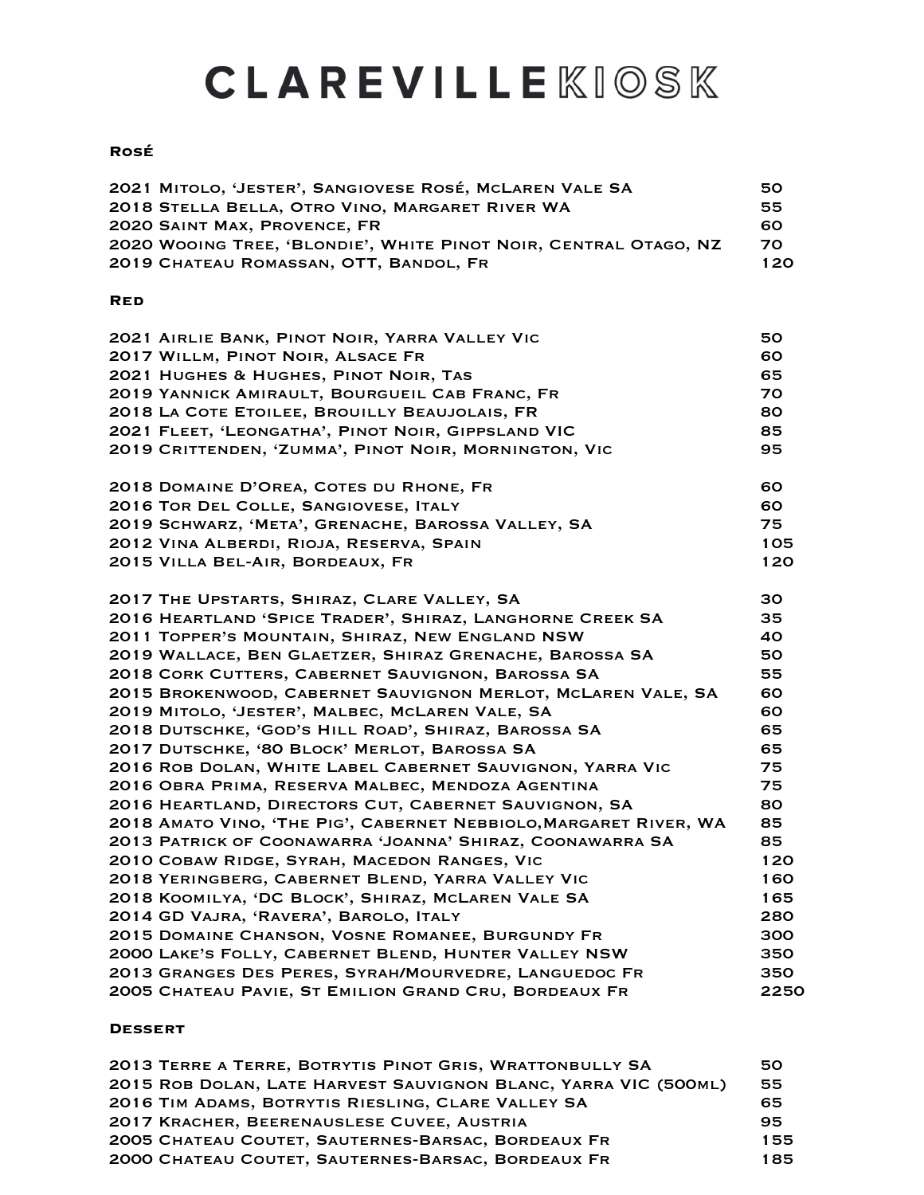# CLAREVILLE KIOSK

## Rosé

| | |
|---|---|
| 2021 Mitolo, 'Jester', Sangiovese Rosé, McLaren Vale SA | 50 |
| 2018 Stella Bella, Otro Vino, Margaret River WA | 55 |
| 2020 Saint Max, Provence, FR | 60 |
| 2020 Wooing Tree, 'Blondie', White Pinot Noir, Central Otago, NZ | 70 |
| 2019 Chateau Romassan, OTT, Bandol, Fr | 120 |

## Red

| | |
|---|---|
| 2021 Airlie Bank, Pinot Noir, Yarra Valley Vic | 50 |
| 2017 Willm, Pinot Noir, Alsace Fr | 60 |
| 2021 Hughes & Hughes, Pinot Noir, Tas | 65 |
| 2019 Yannick Amirault, Bourgueil Cab Franc, Fr | 70 |
| 2018 La Cote Etoilee, Brouilly Beaujolais, FR | 80 |
| 2021 Fleet, 'Leongatha', Pinot Noir, Gippsland VIC | 85 |
| 2019 Crittenden, 'Zumma', Pinot Noir, Mornington, Vic | 95 |

| | |
|---|---|
| 2018 Domaine D'Orea, Cotes du Rhone, Fr | 60 |
| 2016 Tor Del Colle, Sangiovese, Italy | 60 |
| 2019 Schwarz, 'Meta', Grenache, Barossa Valley, SA | 75 |
| 2012 Vina Alberdi, Rioja, Reserva, Spain | 105 |
| 2015 Villa Bel-Air, Bordeaux, Fr | 120 |

| | |
|---|---|
| 2017 The Upstarts, Shiraz, Clare Valley, SA | 30 |
| 2016 Heartland 'Spice Trader', Shiraz, Langhorne Creek SA | 35 |
| 2011 Topper's Mountain, Shiraz, New England NSW | 40 |
| 2019 Wallace, Ben Glaetzer, Shiraz Grenache, Barossa SA | 50 |
| 2018 Cork Cutters, Cabernet Sauvignon, Barossa SA | 55 |
| 2015 Brokenwood, Cabernet Sauvignon Merlot, McLaren Vale, SA | 60 |
| 2019 Mitolo, 'Jester', Malbec, McLaren Vale, SA | 60 |
| 2018 Dutschke, 'God's Hill Road', Shiraz, Barossa SA | 65 |
| 2017 Dutschke, '80 Block' Merlot, Barossa SA | 65 |
| 2016 Rob Dolan, White Label Cabernet Sauvignon, Yarra Vic | 75 |
| 2016 Obra Prima, Reserva Malbec, Mendoza Agentina | 75 |
| 2016 Heartland, Directors Cut, Cabernet Sauvignon, SA | 80 |
| 2018 Amato Vino, 'The Pig', Cabernet Nebbiolo,Margaret River, WA | 85 |
| 2013 Patrick of Coonawarra 'Joanna' Shiraz, Coonawarra SA | 85 |
| 2010 Cobaw Ridge, Syrah, Macedon Ranges, Vic | 120 |
| 2018 Yeringberg, Cabernet Blend, Yarra Valley Vic | 160 |
| 2018 Koomilya, 'DC Block', Shiraz, McLaren Vale SA | 165 |
| 2014 GD Vajra, 'Ravera', Barolo, Italy | 280 |
| 2015 Domaine Chanson, Vosne Romanee, Burgundy Fr | 300 |
| 2000 Lake's Folly, Cabernet Blend, Hunter Valley NSW | 350 |
| 2013 Granges Des Peres, Syrah/Mourvedre, Languedoc Fr | 350 |
| 2005 Chateau Pavie, St Emilion Grand Cru, Bordeaux Fr | 2250 |

## Dessert

| | |
|---|---|
| 2013 Terre a Terre, Botrytis Pinot Gris, Wrattonbully SA | 50 |
| 2015 Rob Dolan, Late Harvest Sauvignon Blanc, Yarra VIC (500ml) | 55 |
| 2016 Tim Adams, Botrytis Riesling, Clare Valley SA | 65 |
| 2017 Kracher, Beerenauslese Cuvee, Austria | 95 |
| 2005 Chateau Coutet, Sauternes-Barsac, Bordeaux Fr | 155 |
| 2000 Chateau Coutet, Sauternes-Barsac, Bordeaux Fr | 185 |